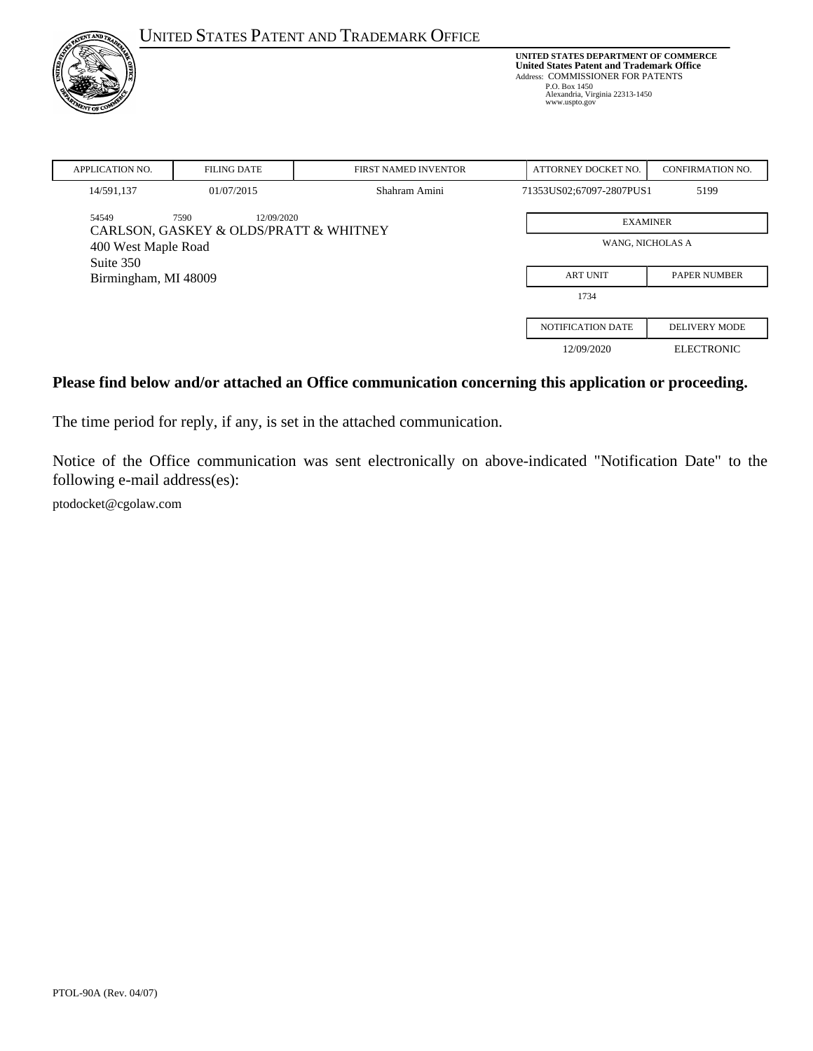UNITED STATES PATENT AND TRADEMARK OFFICE

**UNITED STATES DEPARTMENT OF COMMERCE**
**United States Patent and Trademark Office**
Address: COMMISSIONER FOR PATENTS
P.O. Box 1450
Alexandria, Virginia 22313-1450
www.uspto.gov

| APPLICATION NO. | FILING DATE | FIRST NAMED INVENTOR | ATTORNEY DOCKET NO. | CONFIRMATION NO. |
|---|---|---|---|---|
| 14/591,137 | 01/07/2015 | Shahram Amini | 71353US02;67097-2807PUS1 | 5199 |

54549 7590 12/09/2020
CARLSON, GASKEY & OLDS/PRATT & WHITNEY
400 West Maple Road
Suite 350
Birmingham, MI 48009

| EXAMINER | |
|---|---|
| WANG, NICHOLAS A | |
| **ART UNIT** | **PAPER NUMBER** |
| 1734 | |
| **NOTIFICATION DATE** | **DELIVERY MODE** |
| 12/09/2020 | ELECTRONIC |

**Please find below and/or attached an Office communication concerning this application or proceeding.**

The time period for reply, if any, is set in the attached communication.

Notice of the Office communication was sent electronically on above-indicated "Notification Date" to the following e-mail address(es):

ptodocket@cgolaw.com

PTOL-90A (Rev. 04/07)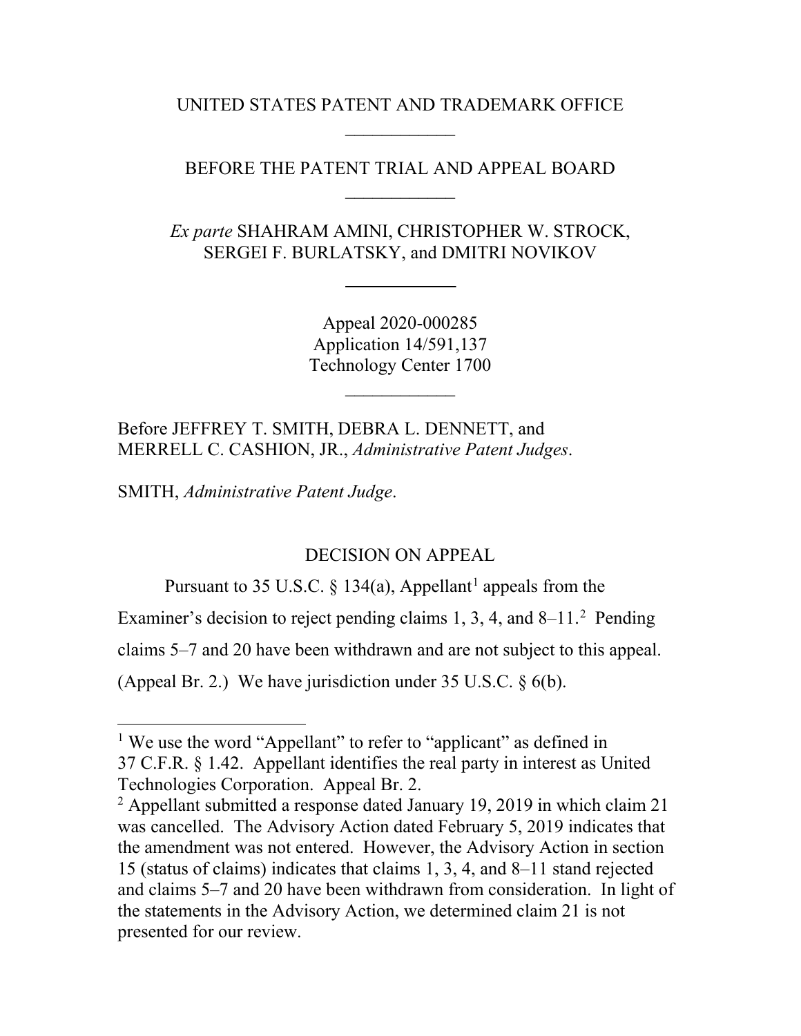UNITED STATES PATENT AND TRADEMARK OFFICE

____________

BEFORE THE PATENT TRIAL AND APPEAL BOARD

____________

*Ex parte* SHAHRAM AMINI, CHRISTOPHER W. STROCK, SERGEI F. BURLATSKY, and DMITRI NOVIKOV

____________

Appeal 2020-000285
Application 14/591,137
Technology Center 1700

____________

Before JEFFREY T. SMITH, DEBRA L. DENNETT, and MERRELL C. CASHION, JR., *Administrative Patent Judges*.

SMITH, *Administrative Patent Judge*.

DECISION ON APPEAL

Pursuant to 35 U.S.C. § 134(a), Appellant[1] appeals from the Examiner's decision to reject pending claims 1, 3, 4, and 8–11.[2] Pending claims 5–7 and 20 have been withdrawn and are not subject to this appeal. (Appeal Br. 2.) We have jurisdiction under 35 U.S.C. § 6(b).

---

[1] We use the word "Appellant" to refer to "applicant" as defined in 37 C.F.R. § 1.42. Appellant identifies the real party in interest as United Technologies Corporation. Appeal Br. 2.

[2] Appellant submitted a response dated January 19, 2019 in which claim 21 was cancelled. The Advisory Action dated February 5, 2019 indicates that the amendment was not entered. However, the Advisory Action in section 15 (status of claims) indicates that claims 1, 3, 4, and 8–11 stand rejected and claims 5–7 and 20 have been withdrawn from consideration. In light of the statements in the Advisory Action, we determined claim 21 is not presented for our review.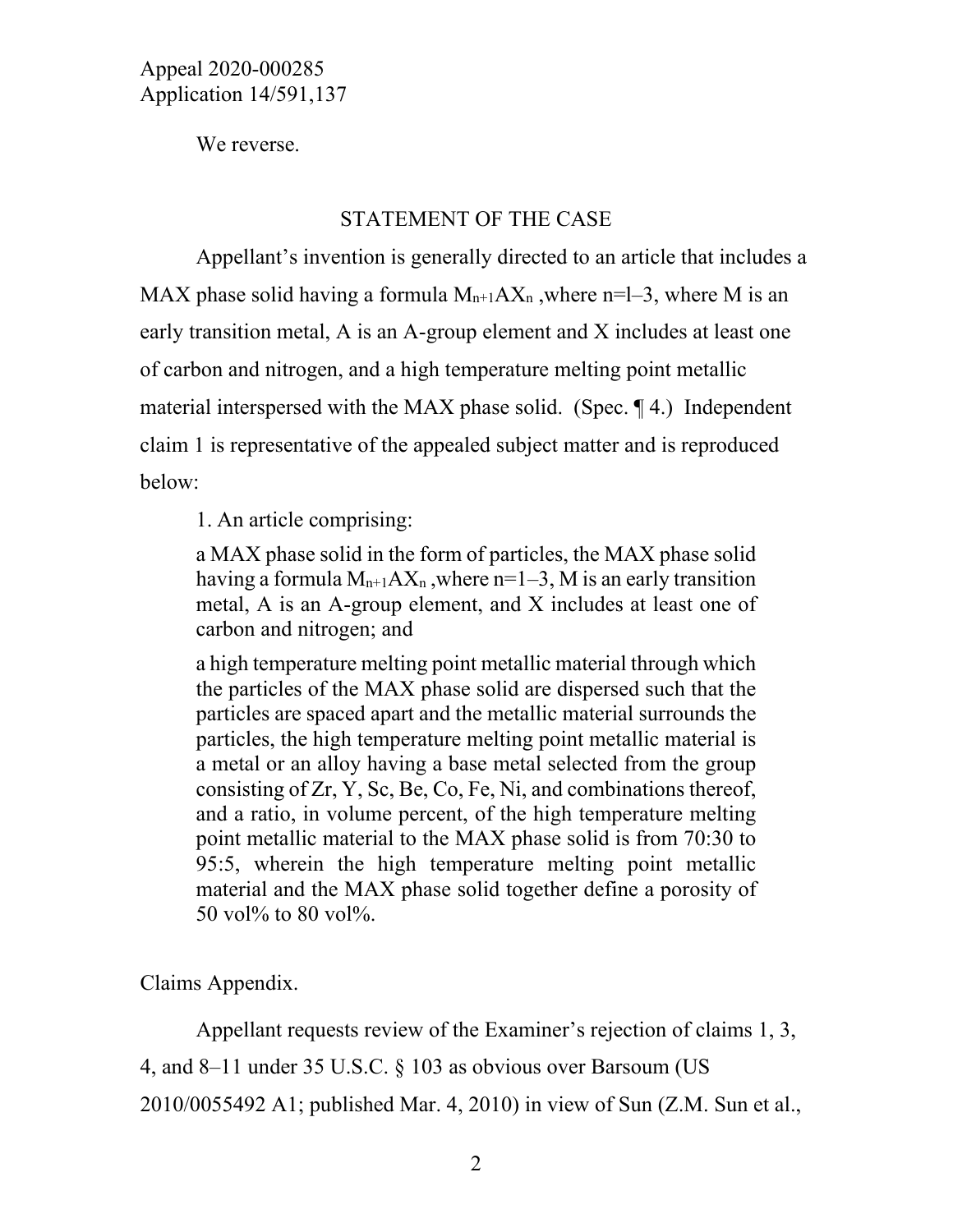We reverse.

## STATEMENT OF THE CASE

Appellant's invention is generally directed to an article that includes a MAX phase solid having a formula $M_{n+1}AX_n$ ,where n=l–3, where M is an early transition metal, A is an A-group element and X includes at least one of carbon and nitrogen, and a high temperature melting point metallic material interspersed with the MAX phase solid. (Spec. ¶ 4.) Independent claim 1 is representative of the appealed subject matter and is reproduced below:

> 1. An article comprising:
>
> a MAX phase solid in the form of particles, the MAX phase solid having a formula $M_{n+1}AX_n$ ,where n=1–3, M is an early transition metal, A is an A-group element, and X includes at least one of carbon and nitrogen; and
>
> a high temperature melting point metallic material through which the particles of the MAX phase solid are dispersed such that the particles are spaced apart and the metallic material surrounds the particles, the high temperature melting point metallic material is a metal or an alloy having a base metal selected from the group consisting of Zr, Y, Sc, Be, Co, Fe, Ni, and combinations thereof, and a ratio, in volume percent, of the high temperature melting point metallic material to the MAX phase solid is from 70:30 to 95:5, wherein the high temperature melting point metallic material and the MAX phase solid together define a porosity of 50 vol% to 80 vol%.

Claims Appendix.

Appellant requests review of the Examiner's rejection of claims 1, 3, 4, and 8–11 under 35 U.S.C. § 103 as obvious over Barsoum (US 2010/0055492 A1; published Mar. 4, 2010) in view of Sun (Z.M. Sun et al.,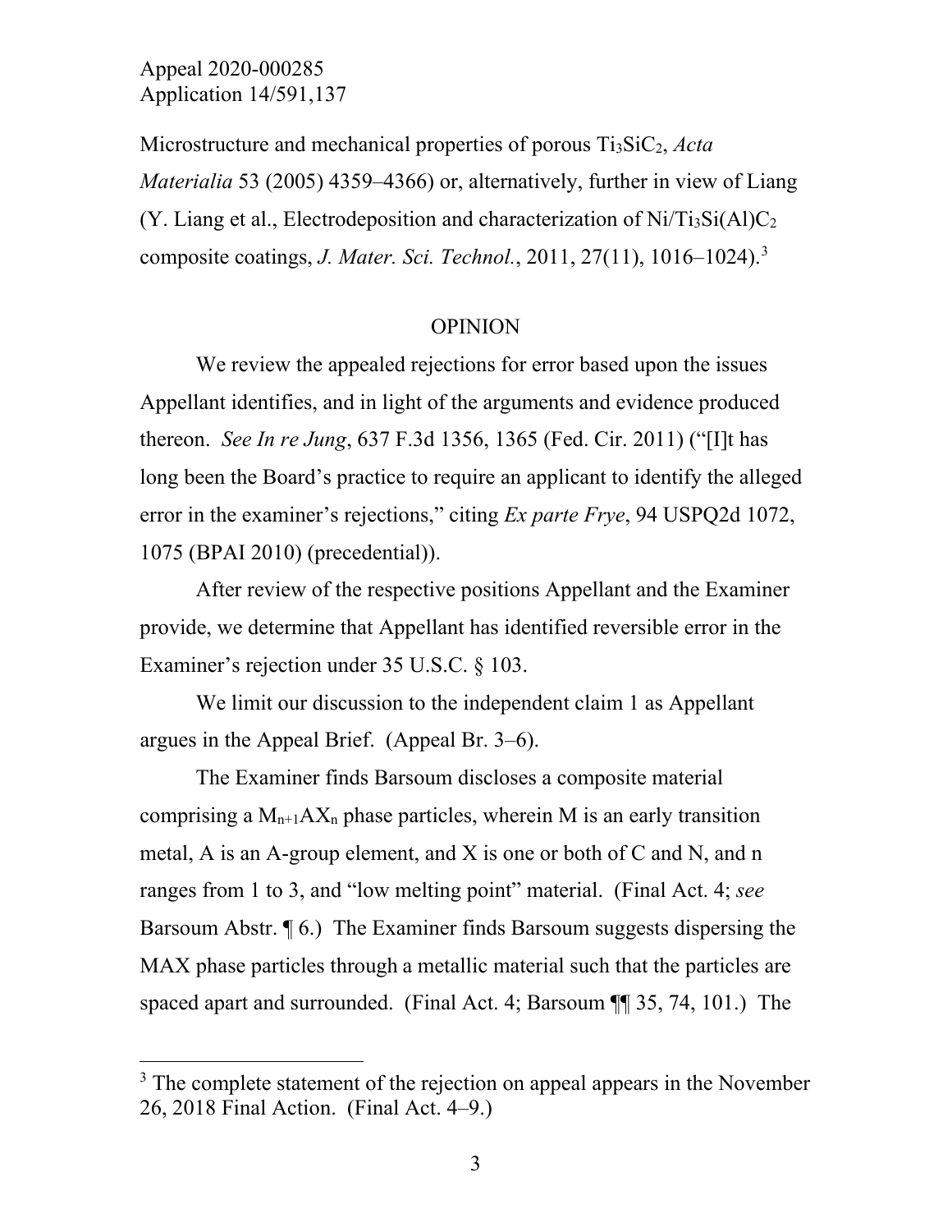Microstructure and mechanical properties of porous $Ti_3SiC_2$, *Acta Materialia* 53 (2005) 4359–4366) or, alternatively, further in view of Liang (Y. Liang et al., Electrodeposition and characterization of $Ni/Ti_3Si(Al)C_2$ composite coatings, *J. Mater. Sci. Technol.*, 2011, 27(11), 1016–1024).[3]

## OPINION

We review the appealed rejections for error based upon the issues Appellant identifies, and in light of the arguments and evidence produced thereon. *See In re Jung*, 637 F.3d 1356, 1365 (Fed. Cir. 2011) ("[I]t has long been the Board's practice to require an applicant to identify the alleged error in the examiner's rejections," citing *Ex parte Frye*, 94 USPQ2d 1072, 1075 (BPAI 2010) (precedential)).

After review of the respective positions Appellant and the Examiner provide, we determine that Appellant has identified reversible error in the Examiner's rejection under 35 U.S.C. § 103.

We limit our discussion to the independent claim 1 as Appellant argues in the Appeal Brief. (Appeal Br. 3–6).

The Examiner finds Barsoum discloses a composite material comprising a $M_{n+1}AX_n$ phase particles, wherein M is an early transition metal, A is an A-group element, and X is one or both of C and N, and n ranges from 1 to 3, and "low melting point" material. (Final Act. 4; *see* Barsoum Abstr. ¶ 6.) The Examiner finds Barsoum suggests dispersing the MAX phase particles through a metallic material such that the particles are spaced apart and surrounded. (Final Act. 4; Barsoum ¶¶ 35, 74, 101.) The

[3] The complete statement of the rejection on appeal appears in the November 26, 2018 Final Action. (Final Act. 4–9.)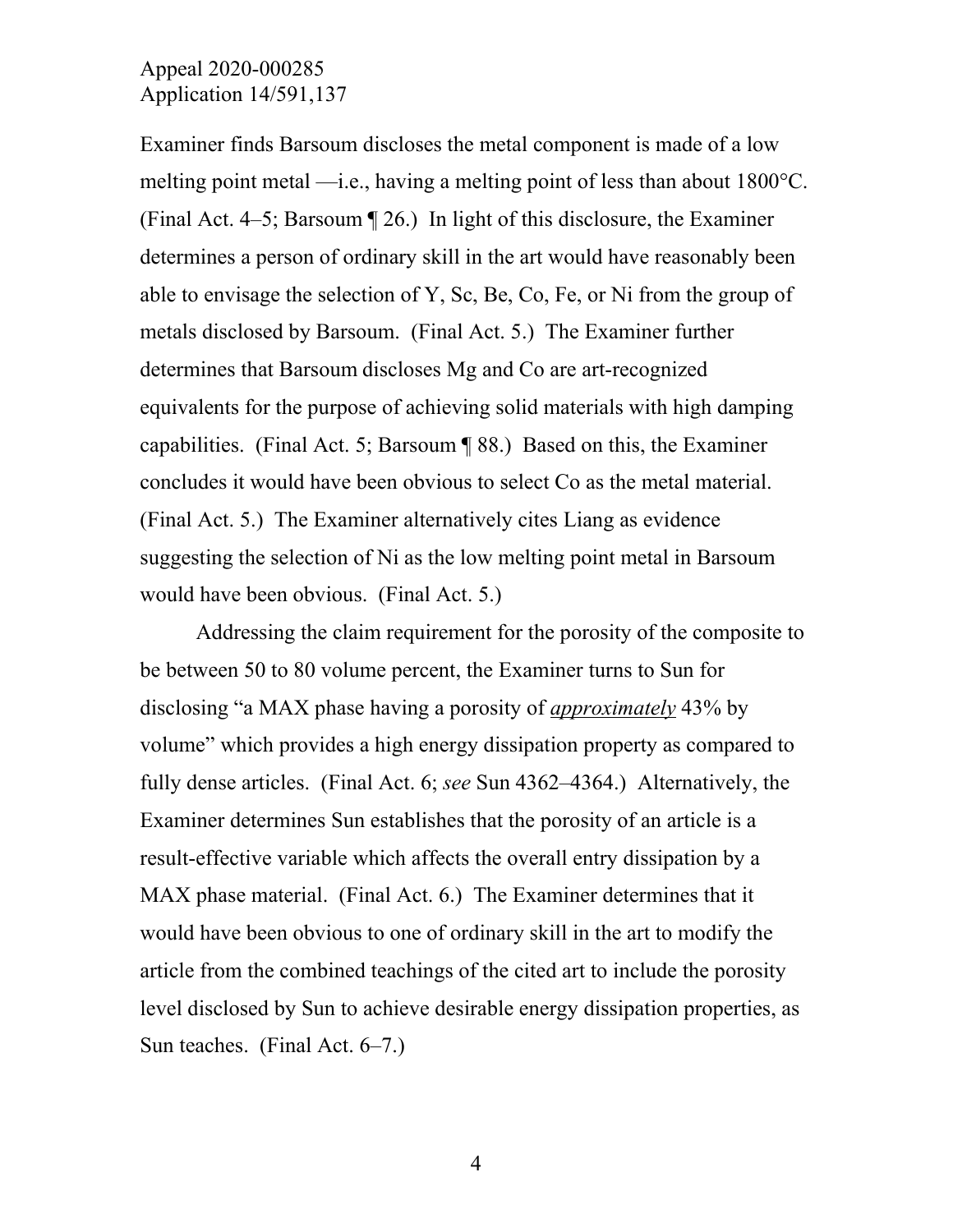Examiner finds Barsoum discloses the metal component is made of a low melting point metal —i.e., having a melting point of less than about 1800°C. (Final Act. 4–5; Barsoum ¶ 26.) In light of this disclosure, the Examiner determines a person of ordinary skill in the art would have reasonably been able to envisage the selection of Y, Sc, Be, Co, Fe, or Ni from the group of metals disclosed by Barsoum. (Final Act. 5.) The Examiner further determines that Barsoum discloses Mg and Co are art-recognized equivalents for the purpose of achieving solid materials with high damping capabilities. (Final Act. 5; Barsoum ¶ 88.) Based on this, the Examiner concludes it would have been obvious to select Co as the metal material. (Final Act. 5.) The Examiner alternatively cites Liang as evidence suggesting the selection of Ni as the low melting point metal in Barsoum would have been obvious. (Final Act. 5.)

Addressing the claim requirement for the porosity of the composite to be between 50 to 80 volume percent, the Examiner turns to Sun for disclosing "a MAX phase having a porosity of ***approximately*** 43% by volume" which provides a high energy dissipation property as compared to fully dense articles. (Final Act. 6; *see* Sun 4362–4364.) Alternatively, the Examiner determines Sun establishes that the porosity of an article is a result-effective variable which affects the overall entry dissipation by a MAX phase material. (Final Act. 6.) The Examiner determines that it would have been obvious to one of ordinary skill in the art to modify the article from the combined teachings of the cited art to include the porosity level disclosed by Sun to achieve desirable energy dissipation properties, as Sun teaches. (Final Act. 6–7.)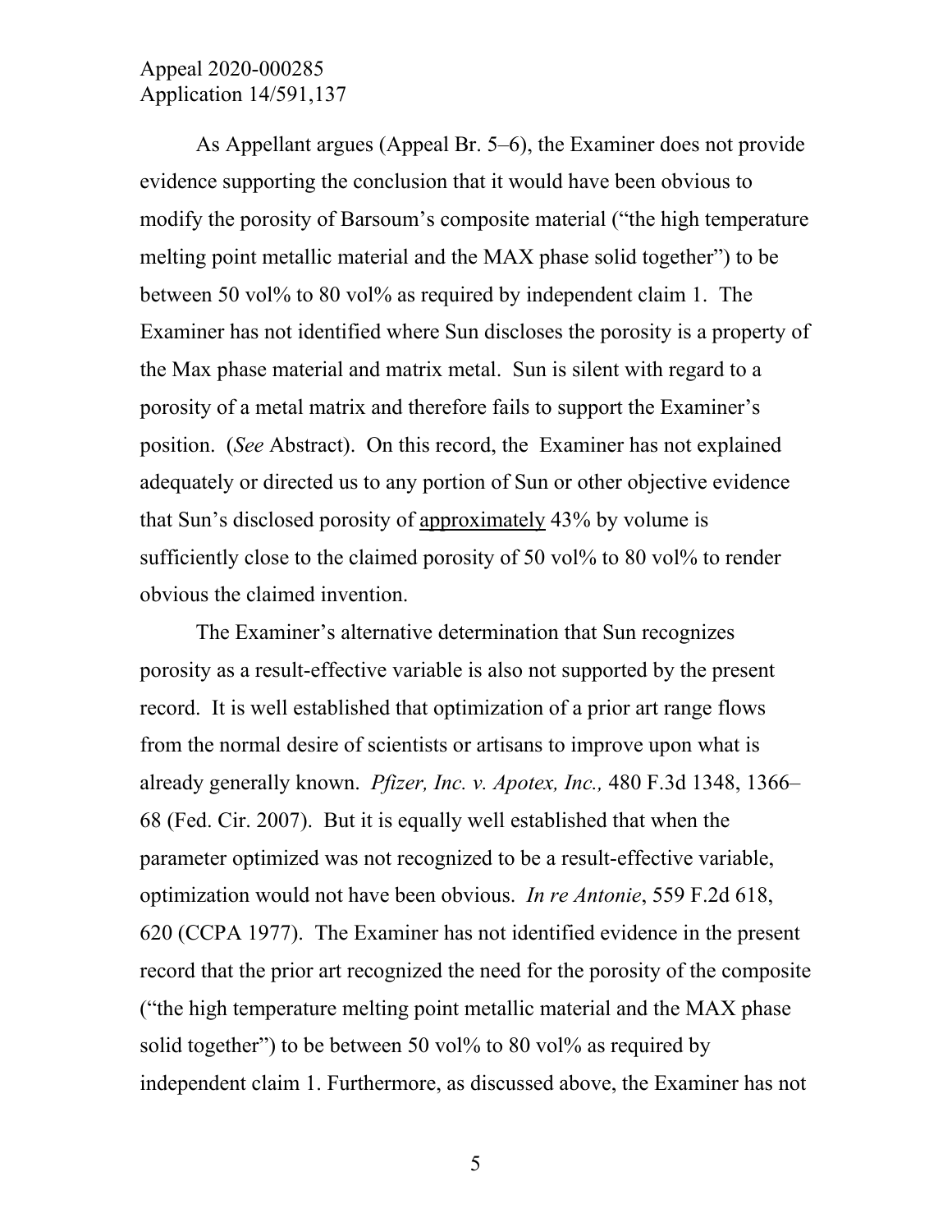As Appellant argues (Appeal Br. 5–6), the Examiner does not provide evidence supporting the conclusion that it would have been obvious to modify the porosity of Barsoum's composite material ("the high temperature melting point metallic material and the MAX phase solid together") to be between 50 vol% to 80 vol% as required by independent claim 1. The Examiner has not identified where Sun discloses the porosity is a property of the Max phase material and matrix metal. Sun is silent with regard to a porosity of a metal matrix and therefore fails to support the Examiner's position. (*See* Abstract). On this record, the Examiner has not explained adequately or directed us to any portion of Sun or other objective evidence that Sun's disclosed porosity of <u>approximately</u> 43% by volume is sufficiently close to the claimed porosity of 50 vol% to 80 vol% to render obvious the claimed invention.

The Examiner's alternative determination that Sun recognizes porosity as a result-effective variable is also not supported by the present record. It is well established that optimization of a prior art range flows from the normal desire of scientists or artisans to improve upon what is already generally known. *Pfizer, Inc. v. Apotex, Inc.,* 480 F.3d 1348, 1366–68 (Fed. Cir. 2007). But it is equally well established that when the parameter optimized was not recognized to be a result-effective variable, optimization would not have been obvious. *In re Antonie*, 559 F.2d 618, 620 (CCPA 1977). The Examiner has not identified evidence in the present record that the prior art recognized the need for the porosity of the composite ("the high temperature melting point metallic material and the MAX phase solid together") to be between 50 vol% to 80 vol% as required by independent claim 1. Furthermore, as discussed above, the Examiner has not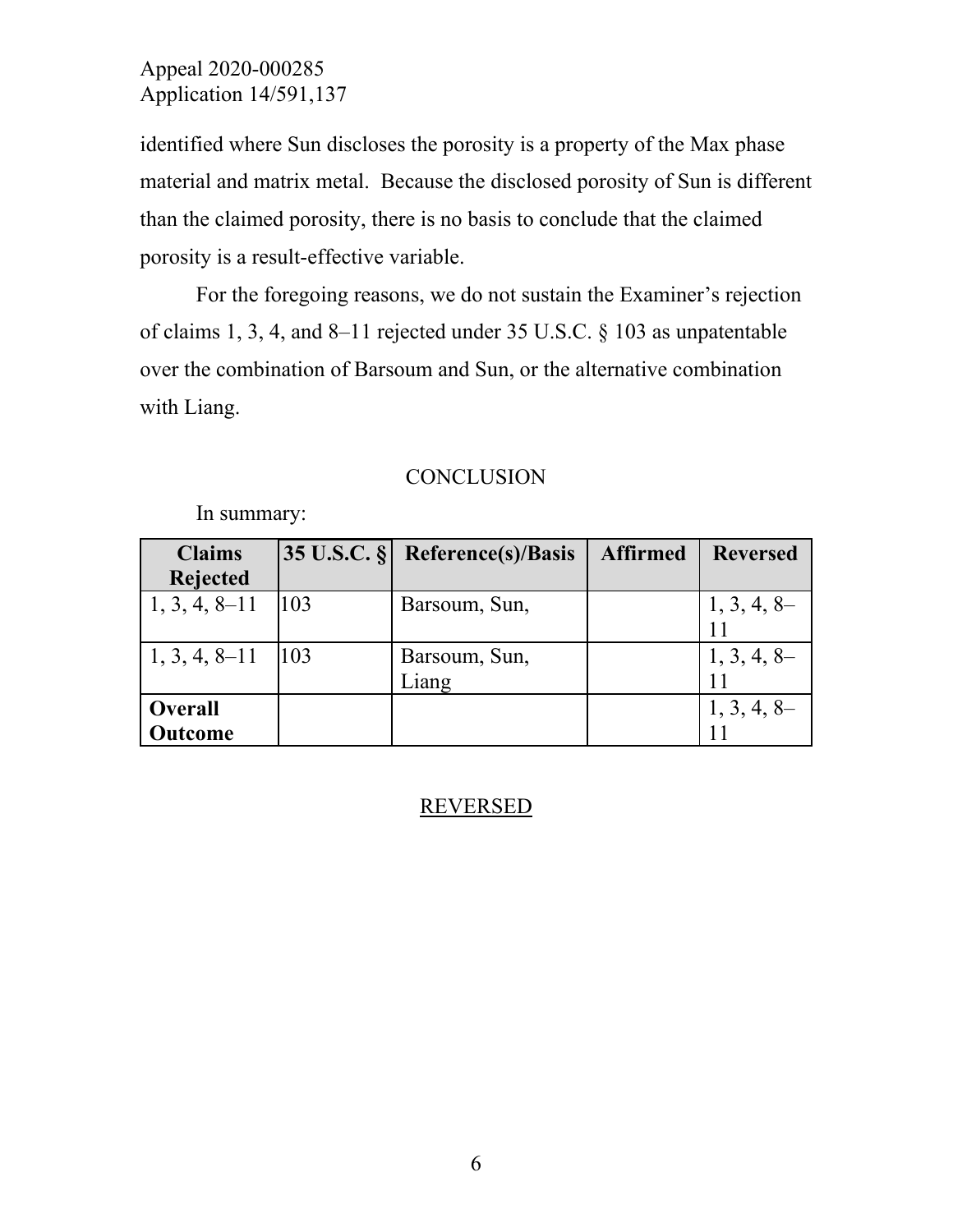identified where Sun discloses the porosity is a property of the Max phase material and matrix metal. Because the disclosed porosity of Sun is different than the claimed porosity, there is no basis to conclude that the claimed porosity is a result-effective variable.

For the foregoing reasons, we do not sustain the Examiner's rejection of claims 1, 3, 4, and 8–11 rejected under 35 U.S.C. § 103 as unpatentable over the combination of Barsoum and Sun, or the alternative combination with Liang.

## CONCLUSION

In summary:

| Claims Rejected | 35 U.S.C. § | Reference(s)/Basis | Affirmed | Reversed |
|---|---|---|---|---|
| 1, 3, 4, 8–11 | 103 | Barsoum, Sun, | | 1, 3, 4, 8–11 |
| 1, 3, 4, 8–11 | 103 | Barsoum, Sun, Liang | | 1, 3, 4, 8–11 |
| **Overall Outcome** | | | | 1, 3, 4, 8–11 |

REVERSED